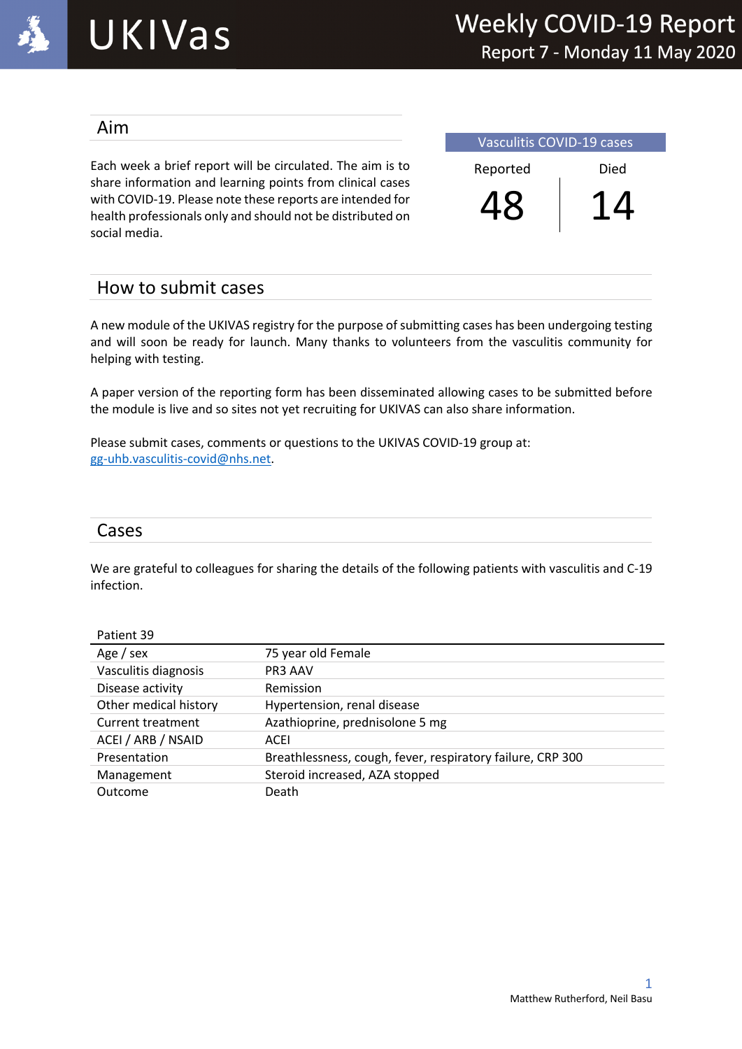# UKIVas

## Weekly COVID-19 Report

Report 7 - Monday 11 May 2020

## Aim

Each week a brief report will be circulated. The aim is to share information and learning points from clinical cases with COVID-19. Please note these reports are intended for health professionals only and should not be distributed on social media.

**Vasculitis COVID-19 cases**

| Reported | Died |
|---|---|
| 48 | 14 |

## How to submit cases

A new module of the UKIVAS registry for the purpose of submitting cases has been undergoing testing and will soon be ready for launch. Many thanks to volunteers from the vasculitis community for helping with testing.

A paper version of the reporting form has been disseminated allowing cases to be submitted before the module is live and so sites not yet recruiting for UKIVAS can also share information.

Please submit cases, comments or questions to the UKIVAS COVID-19 group at: gg-uhb.vasculitis-covid@nhs.net.

## Cases

We are grateful to colleagues for sharing the details of the following patients with vasculitis and C-19 infection.

| Patient 39 | |
|---|---|
| Age / sex | 75 year old Female |
| Vasculitis diagnosis | PR3 AAV |
| Disease activity | Remission |
| Other medical history | Hypertension, renal disease |
| Current treatment | Azathioprine, prednisolone 5 mg |
| ACEI / ARB / NSAID | ACEI |
| Presentation | Breathlessness, cough, fever, respiratory failure, CRP 300 |
| Management | Steroid increased, AZA stopped |
| Outcome | Death |

Matthew Rutherford, Neil Basu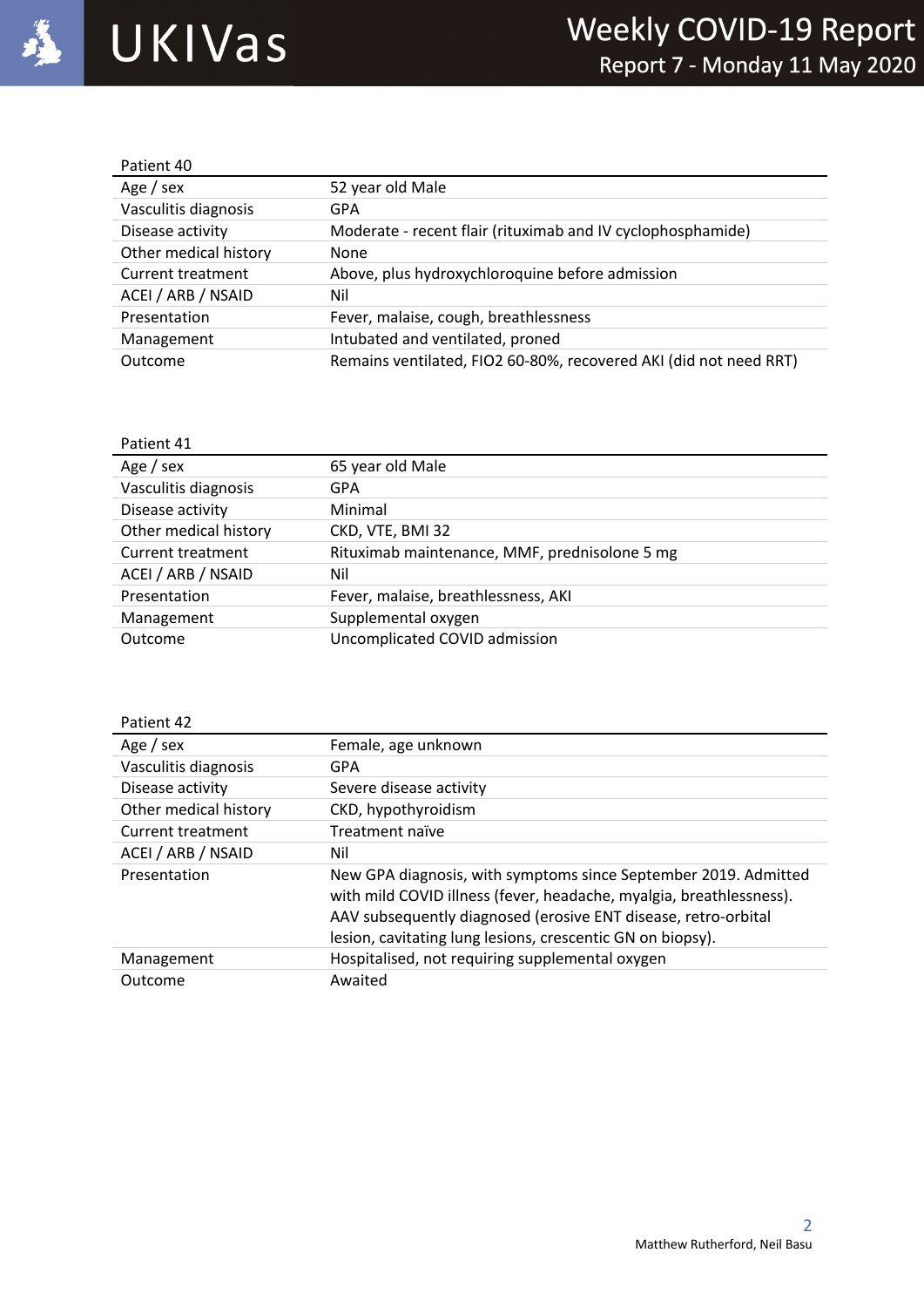| Patient 40 | |
|---|---|
| Age / sex | 52 year old Male |
| Vasculitis diagnosis | GPA |
| Disease activity | Moderate - recent flair (rituximab and IV cyclophosphamide) |
| Other medical history | None |
| Current treatment | Above, plus hydroxychloroquine before admission |
| ACEI / ARB / NSAID | Nil |
| Presentation | Fever, malaise, cough, breathlessness |
| Management | Intubated and ventilated, proned |
| Outcome | Remains ventilated, FIO2 60-80%, recovered AKI (did not need RRT) |

| Patient 41 | |
|---|---|
| Age / sex | 65 year old Male |
| Vasculitis diagnosis | GPA |
| Disease activity | Minimal |
| Other medical history | CKD, VTE, BMI 32 |
| Current treatment | Rituximab maintenance, MMF, prednisolone 5 mg |
| ACEI / ARB / NSAID | Nil |
| Presentation | Fever, malaise, breathlessness, AKI |
| Management | Supplemental oxygen |
| Outcome | Uncomplicated COVID admission |

| Patient 42 | |
|---|---|
| Age / sex | Female, age unknown |
| Vasculitis diagnosis | GPA |
| Disease activity | Severe disease activity |
| Other medical history | CKD, hypothyroidism |
| Current treatment | Treatment naïve |
| ACEI / ARB / NSAID | Nil |
| Presentation | New GPA diagnosis, with symptoms since September 2019. Admitted with mild COVID illness (fever, headache, myalgia, breathlessness). AAV subsequently diagnosed (erosive ENT disease, retro-orbital lesion, cavitating lung lesions, crescentic GN on biopsy). |
| Management | Hospitalised, not requiring supplemental oxygen |
| Outcome | Awaited |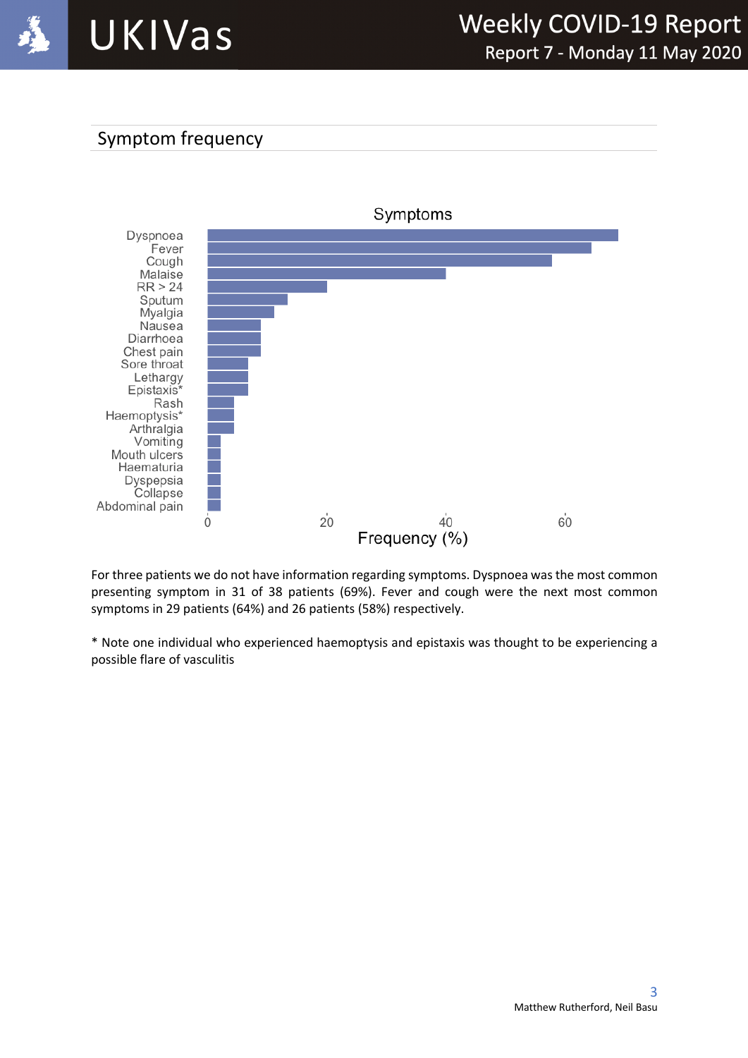## Symptom frequency

For three patients we do not have information regarding symptoms. Dyspnoea was the most common presenting symptom in 31 of 38 patients (69%). Fever and cough were the next most common symptoms in 29 patients (64%) and 26 patients (58%) respectively.

* Note one individual who experienced haemoptysis and epistaxis was thought to be experiencing a possible flare of vasculitis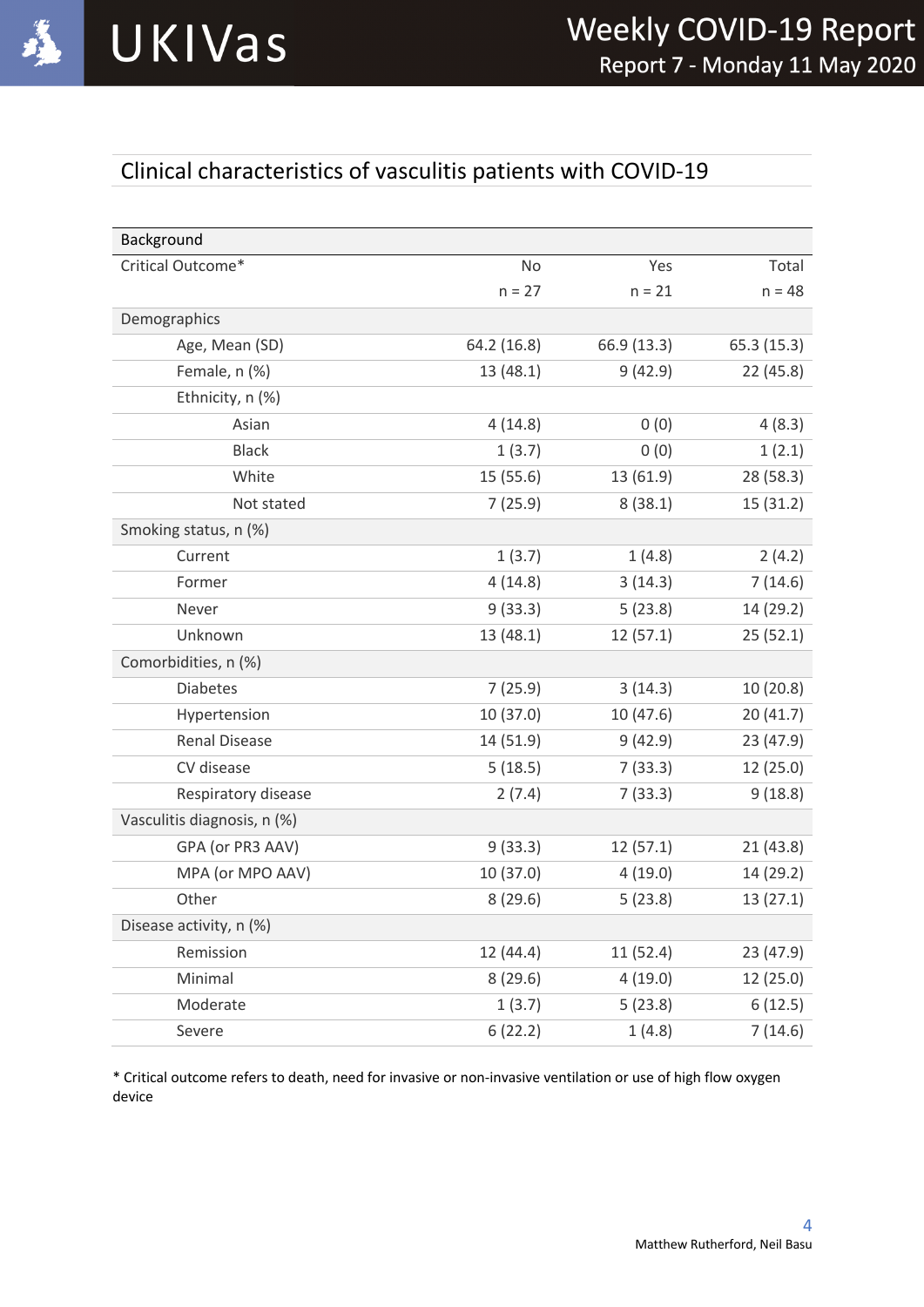## Clinical characteristics of vasculitis patients with COVID-19

| Background | | | |
|---|---|---|---|
| Critical Outcome* | No | Yes | Total |
| | n = 27 | n = 21 | n = 48 |
| Demographics | | | |
| Age, Mean (SD) | 64.2 (16.8) | 66.9 (13.3) | 65.3 (15.3) |
| Female, n (%) | 13 (48.1) | 9 (42.9) | 22 (45.8) |
| Ethnicity, n (%) | | | |
| Asian | 4 (14.8) | 0 (0) | 4 (8.3) |
| Black | 1 (3.7) | 0 (0) | 1 (2.1) |
| White | 15 (55.6) | 13 (61.9) | 28 (58.3) |
| Not stated | 7 (25.9) | 8 (38.1) | 15 (31.2) |
| Smoking status, n (%) | | | |
| Current | 1 (3.7) | 1 (4.8) | 2 (4.2) |
| Former | 4 (14.8) | 3 (14.3) | 7 (14.6) |
| Never | 9 (33.3) | 5 (23.8) | 14 (29.2) |
| Unknown | 13 (48.1) | 12 (57.1) | 25 (52.1) |
| Comorbidities, n (%) | | | |
| Diabetes | 7 (25.9) | 3 (14.3) | 10 (20.8) |
| Hypertension | 10 (37.0) | 10 (47.6) | 20 (41.7) |
| Renal Disease | 14 (51.9) | 9 (42.9) | 23 (47.9) |
| CV disease | 5 (18.5) | 7 (33.3) | 12 (25.0) |
| Respiratory disease | 2 (7.4) | 7 (33.3) | 9 (18.8) |
| Vasculitis diagnosis, n (%) | | | |
| GPA (or PR3 AAV) | 9 (33.3) | 12 (57.1) | 21 (43.8) |
| MPA (or MPO AAV) | 10 (37.0) | 4 (19.0) | 14 (29.2) |
| Other | 8 (29.6) | 5 (23.8) | 13 (27.1) |
| Disease activity, n (%) | | | |
| Remission | 12 (44.4) | 11 (52.4) | 23 (47.9) |
| Minimal | 8 (29.6) | 4 (19.0) | 12 (25.0) |
| Moderate | 1 (3.7) | 5 (23.8) | 6 (12.5) |
| Severe | 6 (22.2) | 1 (4.8) | 7 (14.6) |

* Critical outcome refers to death, need for invasive or non-invasive ventilation or use of high flow oxygen device

Matthew Rutherford, Neil Basu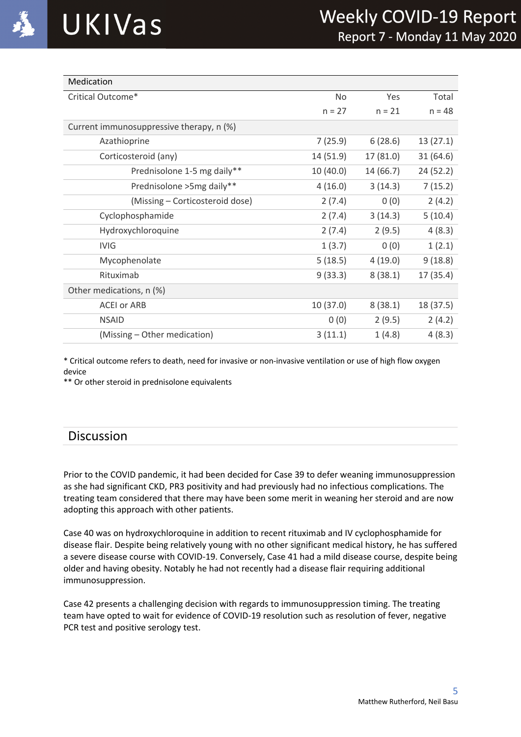| Medication | | | |
|---|---|---|---|
| Critical Outcome* | No<br>n = 27 | Yes<br>n = 21 | Total<br>n = 48 |
| Current immunosuppressive therapy, n (%) | | | |
| Azathioprine | 7 (25.9) | 6 (28.6) | 13 (27.1) |
| Corticosteroid (any) | 14 (51.9) | 17 (81.0) | 31 (64.6) |
| Prednisolone 1-5 mg daily** | 10 (40.0) | 14 (66.7) | 24 (52.2) |
| Prednisolone >5mg daily** | 4 (16.0) | 3 (14.3) | 7 (15.2) |
| (Missing – Corticosteroid dose) | 2 (7.4) | 0 (0) | 2 (4.2) |
| Cyclophosphamide | 2 (7.4) | 3 (14.3) | 5 (10.4) |
| Hydroxychloroquine | 2 (7.4) | 2 (9.5) | 4 (8.3) |
| IVIG | 1 (3.7) | 0 (0) | 1 (2.1) |
| Mycophenolate | 5 (18.5) | 4 (19.0) | 9 (18.8) |
| Rituximab | 9 (33.3) | 8 (38.1) | 17 (35.4) |
| Other medications, n (%) | | | |
| ACEI or ARB | 10 (37.0) | 8 (38.1) | 18 (37.5) |
| NSAID | 0 (0) | 2 (9.5) | 2 (4.2) |
| (Missing – Other medication) | 3 (11.1) | 1 (4.8) | 4 (8.3) |

* Critical outcome refers to death, need for invasive or non-invasive ventilation or use of high flow oxygen device

** Or other steroid in prednisolone equivalents

## Discussion

Prior to the COVID pandemic, it had been decided for Case 39 to defer weaning immunosuppression as she had significant CKD, PR3 positivity and had previously had no infectious complications. The treating team considered that there may have been some merit in weaning her steroid and are now adopting this approach with other patients.

Case 40 was on hydroxychloroquine in addition to recent rituximab and IV cyclophosphamide for disease flair. Despite being relatively young with no other significant medical history, he has suffered a severe disease course with COVID-19. Conversely, Case 41 had a mild disease course, despite being older and having obesity. Notably he had not recently had a disease flair requiring additional immunosuppression.

Case 42 presents a challenging decision with regards to immunosuppression timing. The treating team have opted to wait for evidence of COVID-19 resolution such as resolution of fever, negative PCR test and positive serology test.